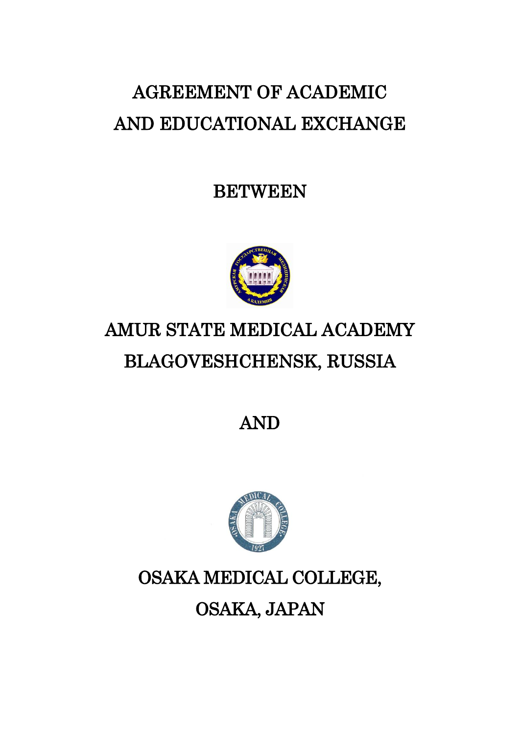# AGREEMENT OF ACADEMIC AND EDUCATIONAL EXCHANGE

BETWEEN

## AMUR STATE MEDICAL ACADEMY BLAGOVESHCHENSK, RUSSIA

AND

## OSAKA MEDICAL COLLEGE, OSAKA, JAPAN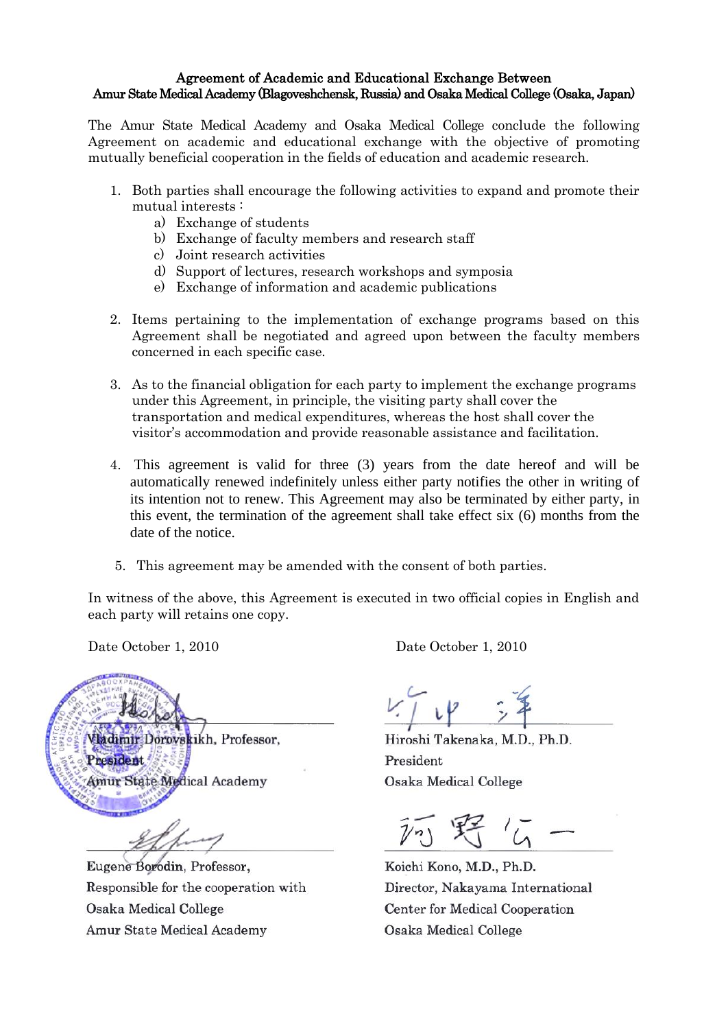**Agreement of Academic and Educational Exchange Between**
**Amur State Medical Academy (Blagoveshchensk, Russia) and Osaka Medical College (Osaka, Japan)**

The Amur State Medical Academy and Osaka Medical College conclude the following Agreement on academic and educational exchange with the objective of promoting mutually beneficial cooperation in the fields of education and academic research.

1. Both parties shall encourage the following activities to expand and promote their mutual interests :
   a) Exchange of students
   b) Exchange of faculty members and research staff
   c) Joint research activities
   d) Support of lectures, research workshops and symposia
   e) Exchange of information and academic publications

2. Items pertaining to the implementation of exchange programs based on this Agreement shall be negotiated and agreed upon between the faculty members concerned in each specific case.

3. As to the financial obligation for each party to implement the exchange programs under this Agreement, in principle, the visiting party shall cover the transportation and medical expenditures, whereas the host shall cover the visitor's accommodation and provide reasonable assistance and facilitation.

4. This agreement is valid for three (3) years from the date hereof and will be automatically renewed indefinitely unless either party notifies the other in writing of its intention not to renew. This Agreement may also be terminated by either party, in this event, the termination of the agreement shall take effect six (6) months from the date of the notice.

5. This agreement may be amended with the consent of both parties.

In witness of the above, this Agreement is executed in two official copies in English and each party will retains one copy.

Date October 1, 2010

Vladimir Dorovskikh, Professor,
President
Amur State Medical Academy

Eugene Borodin, Professor,
Responsible for the cooperation with
Osaka Medical College
Amur State Medical Academy

Date October 1, 2010

Hiroshi Takenaka, M.D., Ph.D.
President
Osaka Medical College

Koichi Kono, M.D., Ph.D.
Director, Nakayama International
Center for Medical Cooperation
Osaka Medical College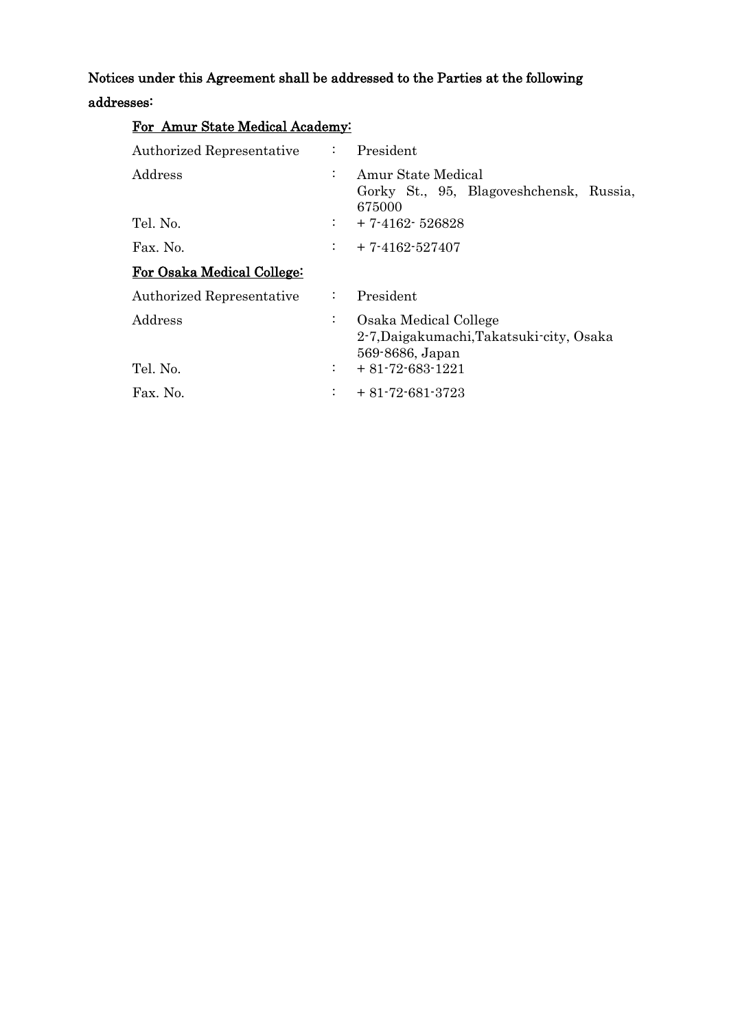**Notices under this Agreement shall be addressed to the Parties at the following addresses:**

**For Amur State Medical Academy:**

| | | |
|---|---|---|
| Authorized Representative | : | President |
| Address | : | Amur State Medical<br>Gorky St., 95, Blagoveshchensk, Russia, 675000 |
| Tel. No. | : | + 7-4162- 526828 |
| Fax. No. | : | + 7-4162-527407 |

**For Osaka Medical College:**

| | | |
|---|---|---|
| Authorized Representative | : | President |
| Address | : | Osaka Medical College<br>2-7,Daigakumachi,Takatsuki-city, Osaka 569-8686, Japan |
| Tel. No. | : | + 81-72-683-1221 |
| Fax. No. | : | + 81-72-681-3723 |